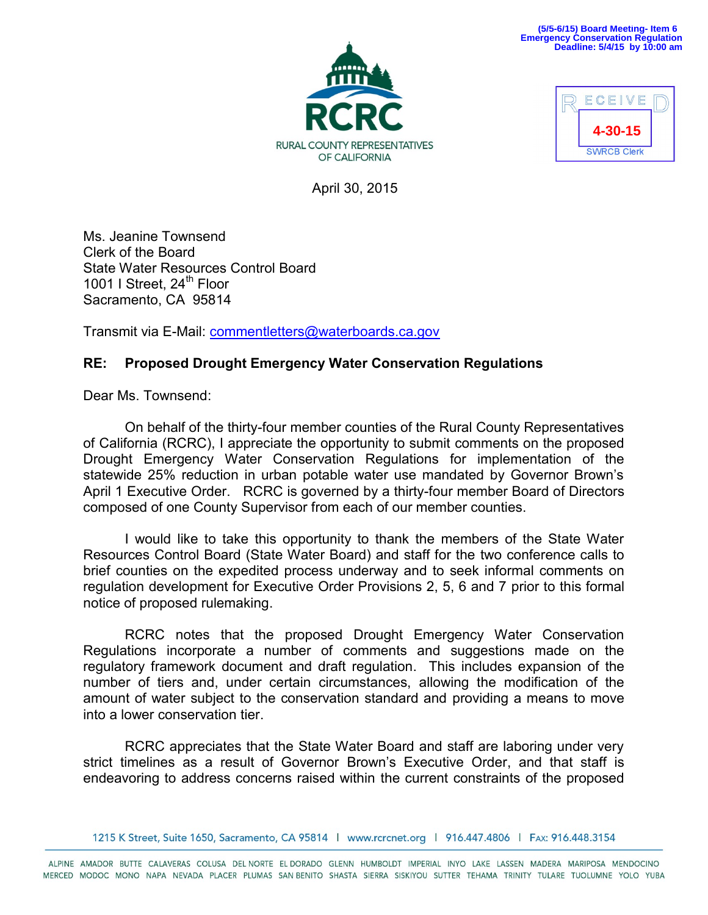(5/5-6/15) Board Meeting- Item 6
Emergency Conservation Regulation
Deadline: 5/4/15 by 10:00 am

RCRC
RURAL COUNTY REPRESENTATIVES OF CALIFORNIA

RECEIVED
4-30-15
SWRCB Clerk

April 30, 2015

Ms. Jeanine Townsend
Clerk of the Board
State Water Resources Control Board
1001 I Street, 24th Floor
Sacramento, CA 95814

Transmit via E-Mail: commentletters@waterboards.ca.gov

**RE: Proposed Drought Emergency Water Conservation Regulations**

Dear Ms. Townsend:

On behalf of the thirty-four member counties of the Rural County Representatives of California (RCRC), I appreciate the opportunity to submit comments on the proposed Drought Emergency Water Conservation Regulations for implementation of the statewide 25% reduction in urban potable water use mandated by Governor Brown's April 1 Executive Order. RCRC is governed by a thirty-four member Board of Directors composed of one County Supervisor from each of our member counties.

I would like to take this opportunity to thank the members of the State Water Resources Control Board (State Water Board) and staff for the two conference calls to brief counties on the expedited process underway and to seek informal comments on regulation development for Executive Order Provisions 2, 5, 6 and 7 prior to this formal notice of proposed rulemaking.

RCRC notes that the proposed Drought Emergency Water Conservation Regulations incorporate a number of comments and suggestions made on the regulatory framework document and draft regulation. This includes expansion of the number of tiers and, under certain circumstances, allowing the modification of the amount of water subject to the conservation standard and providing a means to move into a lower conservation tier.

RCRC appreciates that the State Water Board and staff are laboring under very strict timelines as a result of Governor Brown's Executive Order, and that staff is endeavoring to address concerns raised within the current constraints of the proposed

1215 K Street, Suite 1650, Sacramento, CA 95814 | www.rcrcnet.org | 916.447.4806 | Fax: 916.448.3154

ALPINE AMADOR BUTTE CALAVERAS COLUSA DEL NORTE EL DORADO GLENN HUMBOLDT IMPERIAL INYO LAKE LASSEN MADERA MARIPOSA MENDOCINO MERCED MODOC MONO NAPA NEVADA PLACER PLUMAS SAN BENITO SHASTA SIERRA SISKIYOU SUTTER TEHAMA TRINITY TULARE TUOLUMNE YOLO YUBA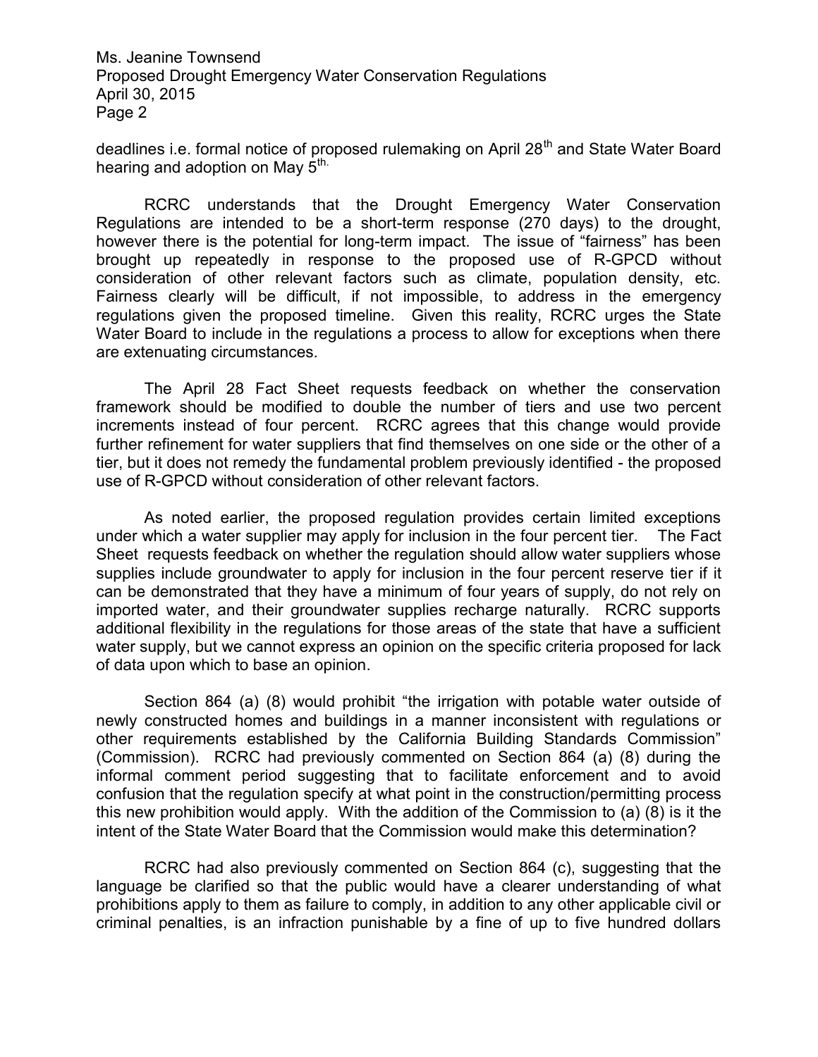deadlines i.e. formal notice of proposed rulemaking on April 28th and State Water Board hearing and adoption on May 5th.

RCRC understands that the Drought Emergency Water Conservation Regulations are intended to be a short-term response (270 days) to the drought, however there is the potential for long-term impact. The issue of "fairness" has been brought up repeatedly in response to the proposed use of R-GPCD without consideration of other relevant factors such as climate, population density, etc. Fairness clearly will be difficult, if not impossible, to address in the emergency regulations given the proposed timeline. Given this reality, RCRC urges the State Water Board to include in the regulations a process to allow for exceptions when there are extenuating circumstances.

The April 28 Fact Sheet requests feedback on whether the conservation framework should be modified to double the number of tiers and use two percent increments instead of four percent. RCRC agrees that this change would provide further refinement for water suppliers that find themselves on one side or the other of a tier, but it does not remedy the fundamental problem previously identified - the proposed use of R-GPCD without consideration of other relevant factors.

As noted earlier, the proposed regulation provides certain limited exceptions under which a water supplier may apply for inclusion in the four percent tier. The Fact Sheet requests feedback on whether the regulation should allow water suppliers whose supplies include groundwater to apply for inclusion in the four percent reserve tier if it can be demonstrated that they have a minimum of four years of supply, do not rely on imported water, and their groundwater supplies recharge naturally. RCRC supports additional flexibility in the regulations for those areas of the state that have a sufficient water supply, but we cannot express an opinion on the specific criteria proposed for lack of data upon which to base an opinion.

Section 864 (a) (8) would prohibit "the irrigation with potable water outside of newly constructed homes and buildings in a manner inconsistent with regulations or other requirements established by the California Building Standards Commission" (Commission). RCRC had previously commented on Section 864 (a) (8) during the informal comment period suggesting that to facilitate enforcement and to avoid confusion that the regulation specify at what point in the construction/permitting process this new prohibition would apply. With the addition of the Commission to (a) (8) is it the intent of the State Water Board that the Commission would make this determination?

RCRC had also previously commented on Section 864 (c), suggesting that the language be clarified so that the public would have a clearer understanding of what prohibitions apply to them as failure to comply, in addition to any other applicable civil or criminal penalties, is an infraction punishable by a fine of up to five hundred dollars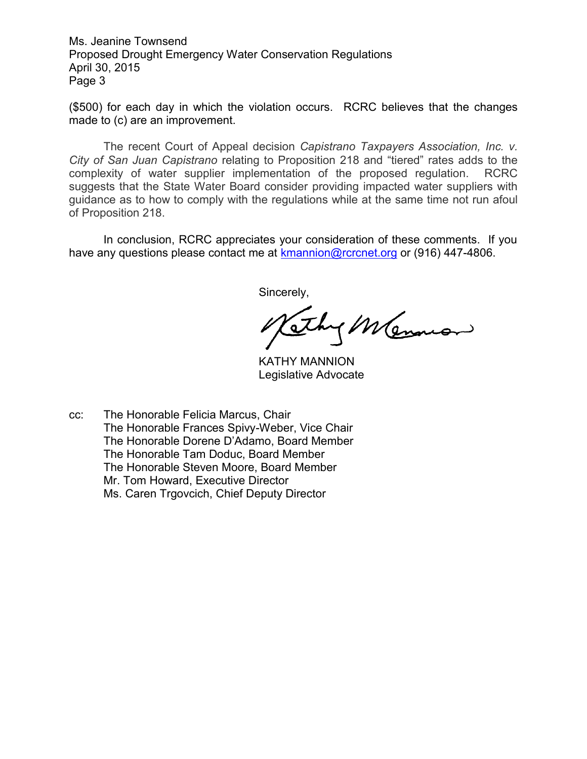($500) for each day in which the violation occurs. RCRC believes that the changes made to (c) are an improvement.

The recent Court of Appeal decision *Capistrano Taxpayers Association, Inc. v. City of San Juan Capistrano* relating to Proposition 218 and "tiered" rates adds to the complexity of water supplier implementation of the proposed regulation. RCRC suggests that the State Water Board consider providing impacted water suppliers with guidance as to how to comply with the regulations while at the same time not run afoul of Proposition 218.

In conclusion, RCRC appreciates your consideration of these comments. If you have any questions please contact me at kmannion@rcrcnet.org or (916) 447-4806.

Sincerely,

KATHY MANNION
Legislative Advocate

cc: The Honorable Felicia Marcus, Chair
The Honorable Frances Spivy-Weber, Vice Chair
The Honorable Dorene D'Adamo, Board Member
The Honorable Tam Doduc, Board Member
The Honorable Steven Moore, Board Member
Mr. Tom Howard, Executive Director
Ms. Caren Trgovcich, Chief Deputy Director